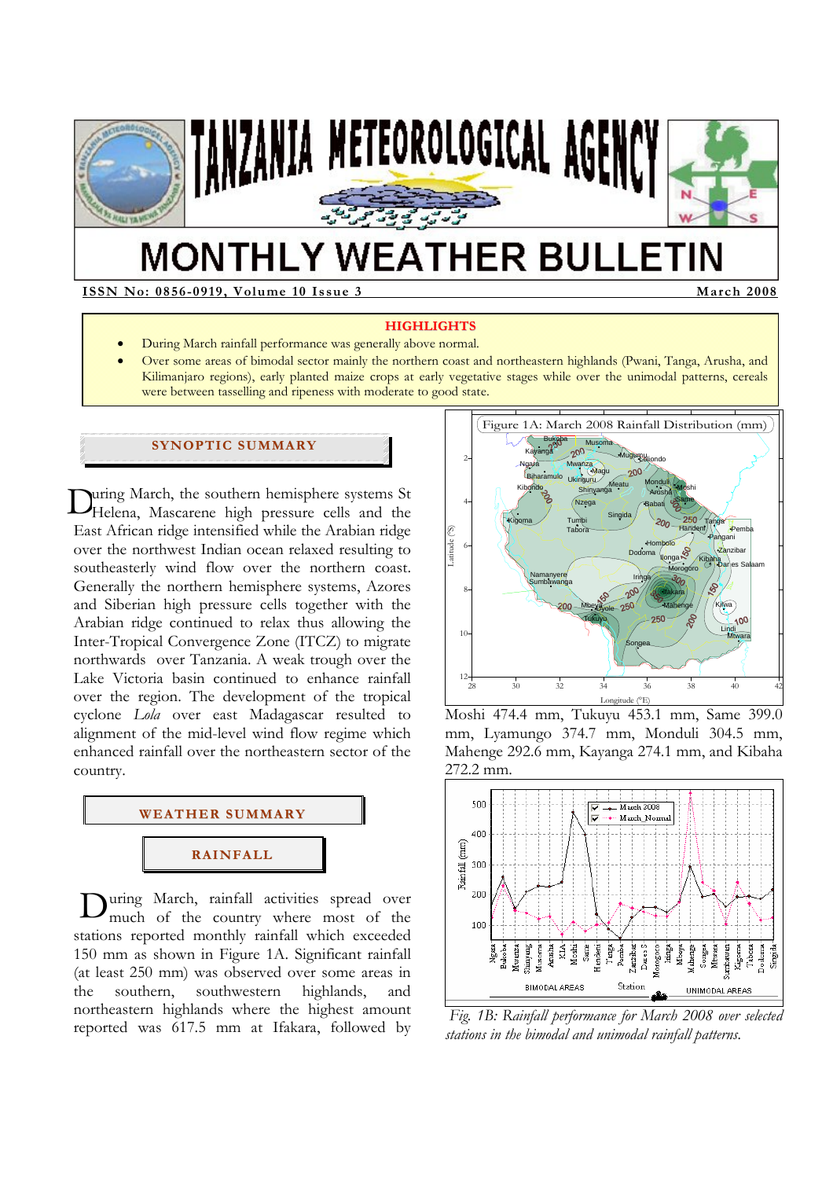# TANZANIA METEOROLOGICAL AGENCY

# MONTHLY WEATHER BULLETIN

**ISSN No: 0856-0919, Volume 10 Issue 3** — **March 2008**

## HIGHLIGHTS

- During March rainfall performance was generally above normal.
- Over some areas of bimodal sector mainly the northern coast and northeastern highlands (Pwani, Tanga, Arusha, and Kilimanjaro regions), early planted maize crops at early vegetative stages while over the unimodal patterns, cereals were between tasselling and ripeness with moderate to good state.

## SYNOPTIC SUMMARY

During March, the southern hemisphere systems St Helena, Mascarene high pressure cells and the East African ridge intensified while the Arabian ridge over the northwest Indian ocean relaxed resulting to southeasterly wind flow over the northern coast. Generally the northern hemisphere systems, Azores and Siberian high pressure cells together with the Arabian ridge continued to relax thus allowing the Inter-Tropical Convergence Zone (ITCZ) to migrate northwards over Tanzania. A weak trough over the Lake Victoria basin continued to enhance rainfall over the region. The development of the tropical cyclone *Lola* over east Madagascar resulted to alignment of the mid-level wind flow regime which enhanced rainfall over the northeastern sector of the country.

## WEATHER SUMMARY

### RAINFALL

During March, rainfall activities spread over much of the country where most of the stations reported monthly rainfall which exceeded 150 mm as shown in Figure 1A. Significant rainfall (at least 250 mm) was observed over some areas in the southern, southwestern highlands, and northeastern highlands where the highest amount reported was 617.5 mm at Ifakara, followed by Moshi 474.4 mm, Tukuyu 453.1 mm, Same 399.0 mm, Lyamungo 374.7 mm, Monduli 304.5 mm, Mahenge 292.6 mm, Kayanga 274.1 mm, and Kibaha 272.2 mm.

Figure 1A: March 2008 Rainfall Distribution (mm)

*Fig. 1B: Rainfall performance for March 2008 over selected stations in the bimodal and unimodal rainfall patterns.*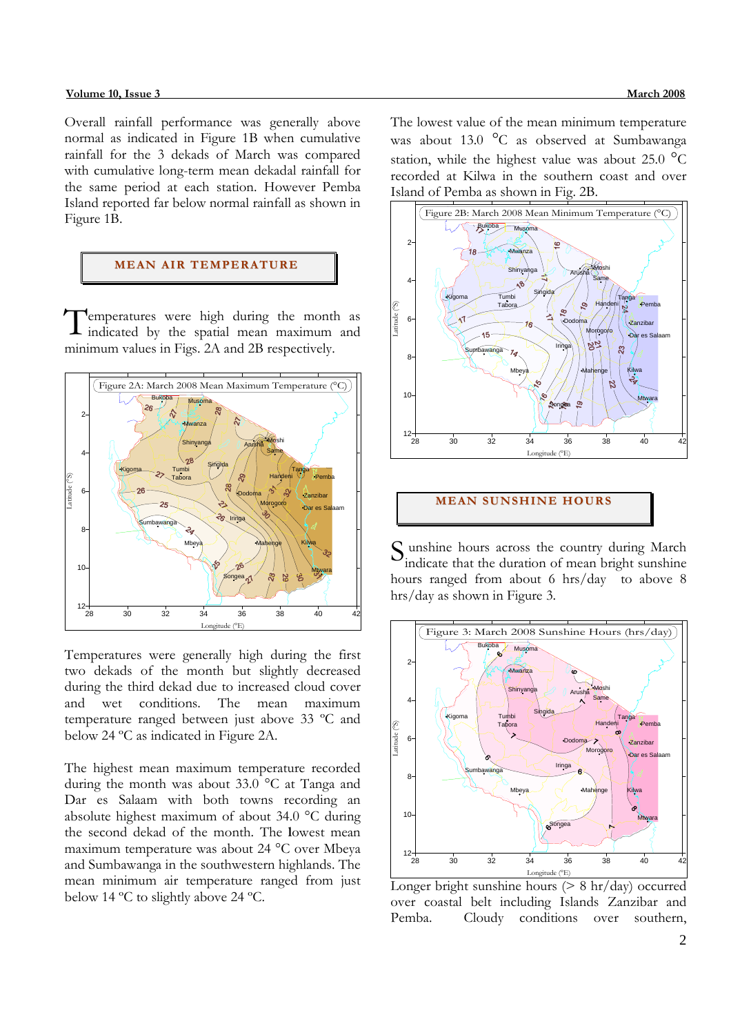Overall rainfall performance was generally above normal as indicated in Figure 1B when cumulative rainfall for the 3 dekads of March was compared with cumulative long-term mean dekadal rainfall for the same period at each station. However Pemba Island reported far below normal rainfall as shown in Figure 1B.

## MEAN AIR TEMPERATURE

Temperatures were high during the month as indicated by the spatial mean maximum and minimum values in Figs. 2A and 2B respectively.

Figure 2A: March 2008 Mean Maximum Temperature (°C)

Temperatures were generally high during the first two dekads of the month but slightly decreased during the third dekad due to increased cloud cover and wet conditions. The mean maximum temperature ranged between just above 33 ºC and below 24 ºC as indicated in Figure 2A.

The highest mean maximum temperature recorded during the month was about 33.0 °C at Tanga and Dar es Salaam with both towns recording an absolute highest maximum of about 34.0 °C during the second dekad of the month. The lowest mean maximum temperature was about 24 °C over Mbeya and Sumbawanga in the southwestern highlands. The mean minimum air temperature ranged from just below 14 ºC to slightly above 24 ºC.

The lowest value of the mean minimum temperature was about 13.0 °C as observed at Sumbawanga station, while the highest value was about 25.0 °C recorded at Kilwa in the southern coast and over Island of Pemba as shown in Fig. 2B.

Figure 2B: March 2008 Mean Minimum Temperature (°C)

## MEAN SUNSHINE HOURS

Sunshine hours across the country during March indicate that the duration of mean bright sunshine hours ranged from about 6 hrs/day to above 8 hrs/day as shown in Figure 3.

Figure 3: March 2008 Sunshine Hours (hrs/day)

Longer bright sunshine hours (> 8 hr/day) occurred over coastal belt including Islands Zanzibar and Pemba. Cloudy conditions over southern,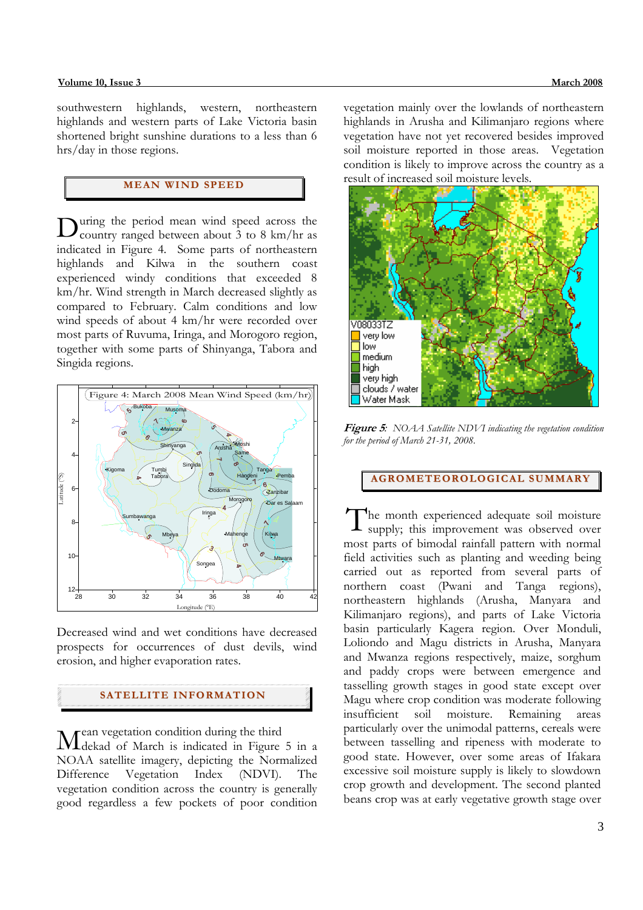southwestern highlands, western, northeastern highlands and western parts of Lake Victoria basin shortened bright sunshine durations to a less than 6 hrs/day in those regions.

## MEAN WIND SPEED

During the period mean wind speed across the country ranged between about 3 to 8 km/hr as indicated in Figure 4. Some parts of northeastern highlands and Kilwa in the southern coast experienced windy conditions that exceeded 8 km/hr. Wind strength in March decreased slightly as compared to February. Calm conditions and low wind speeds of about 4 km/hr were recorded over most parts of Ruvuma, Iringa, and Morogoro region, together with some parts of Shinyanga, Tabora and Singida regions.

Figure 4: March 2008 Mean Wind Speed (km/hr)

Decreased wind and wet conditions have decreased prospects for occurrences of dust devils, wind erosion, and higher evaporation rates.

## SATELLITE INFORMATION

Mean vegetation condition during the third dekad of March is indicated in Figure 5 in a NOAA satellite imagery, depicting the Normalized Difference Vegetation Index (NDVI). The vegetation condition across the country is generally good regardless a few pockets of poor condition vegetation mainly over the lowlands of northeastern highlands in Arusha and Kilimanjaro regions where vegetation have not yet recovered besides improved soil moisture reported in those areas. Vegetation condition is likely to improve across the country as a result of increased soil moisture levels.

***Figure 5**: NOAA Satellite NDVI indicating the vegetation condition for the period of March 21-31, 2008.*

## AGROMETEOROLOGICAL SUMMARY

The month experienced adequate soil moisture supply; this improvement was observed over most parts of bimodal rainfall pattern with normal field activities such as planting and weeding being carried out as reported from several parts of northern coast (Pwani and Tanga regions), northeastern highlands (Arusha, Manyara and Kilimanjaro regions), and parts of Lake Victoria basin particularly Kagera region. Over Monduli, Loliondo and Magu districts in Arusha, Manyara and Mwanza regions respectively, maize, sorghum and paddy crops were between emergence and tasselling growth stages in good state except over Magu where crop condition was moderate following insufficient soil moisture. Remaining areas particularly over the unimodal patterns, cereals were between tasselling and ripeness with moderate to good state. However, over some areas of Ifakara excessive soil moisture supply is likely to slowdown crop growth and development. The second planted beans crop was at early vegetative growth stage over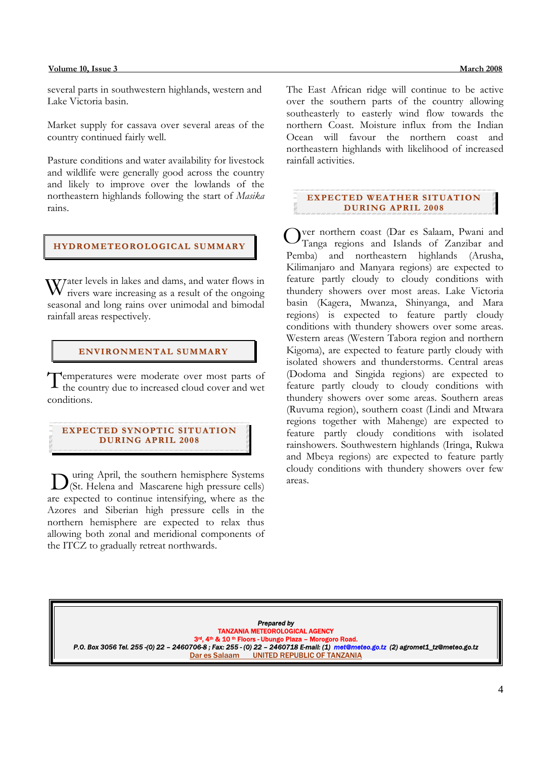several parts in southwestern highlands, western and Lake Victoria basin.

Market supply for cassava over several areas of the country continued fairly well.

Pasture conditions and water availability for livestock and wildlife were generally good across the country and likely to improve over the lowlands of the northeastern highlands following the start of *Masika* rains.

## HYDROMETEOROLOGICAL SUMMARY

Water levels in lakes and dams, and water flows in rivers ware increasing as a result of the ongoing seasonal and long rains over unimodal and bimodal rainfall areas respectively.

## ENVIRONMENTAL SUMMARY

Temperatures were moderate over most parts of the country due to increased cloud cover and wet conditions.

## EXPECTED SYNOPTIC SITUATION DURING APRIL 2008

During April, the southern hemisphere Systems (St. Helena and Mascarene high pressure cells) are expected to continue intensifying, where as the Azores and Siberian high pressure cells in the northern hemisphere are expected to relax thus allowing both zonal and meridional components of the ITCZ to gradually retreat northwards.

The East African ridge will continue to be active over the southern parts of the country allowing southeasterly to easterly wind flow towards the northern Coast. Moisture influx from the Indian Ocean will favour the northern coast and northeastern highlands with likelihood of increased rainfall activities.

## EXPECTED WEATHER SITUATION DURING APRIL 2008

Over northern coast (Dar es Salaam, Pwani and Tanga regions and Islands of Zanzibar and Pemba) and northeastern highlands (Arusha, Kilimanjaro and Manyara regions) are expected to feature partly cloudy to cloudy conditions with thundery showers over most areas. Lake Victoria basin (Kagera, Mwanza, Shinyanga, and Mara regions) is expected to feature partly cloudy conditions with thundery showers over some areas. Western areas (Western Tabora region and northern Kigoma), are expected to feature partly cloudy with isolated showers and thunderstorms. Central areas (Dodoma and Singida regions) are expected to feature partly cloudy to cloudy conditions with thundery showers over some areas. Southern areas (Ruvuma region), southern coast (Lindi and Mtwara regions together with Mahenge) are expected to feature partly cloudy conditions with isolated rainshowers. Southwestern highlands (Iringa, Rukwa and Mbeya regions) are expected to feature partly cloudy conditions with thundery showers over few areas.

***Prepared by***
**TANZANIA METEOROLOGICAL AGENCY**
**3rd, 4th & 10th Floors - Ubungo Plaza – Morogoro Road.**
***P.O. Box 3056 Tel. 255 -(0) 22 – 2460706-8 ; Fax: 255 - (0) 22 – 2460718 E-mail: (1) met@meteo.go.tz (2) agromet1_tz@meteo.go.tz***
**Dar es Salaam UNITED REPUBLIC OF TANZANIA**